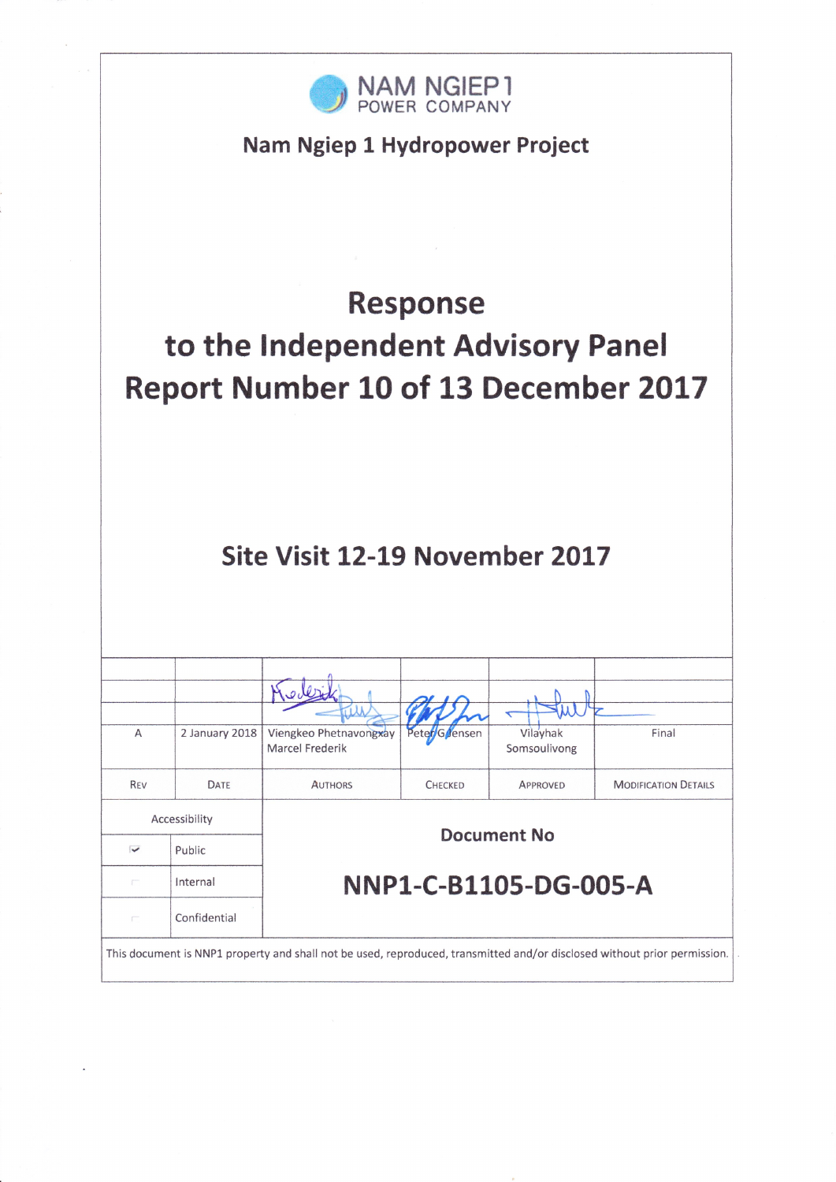NAM NGIEP 1
POWER COMPANY

**Nam Ngiep 1 Hydropower Project**

# Response to the Independent Advisory Panel Report Number 10 of 13 December 2017

## Site Visit 12-19 November 2017

| REV | DATE | AUTHORS | CHECKED | APPROVED | MODIFICATION DETAILS |
|---|---|---|---|---|---|
| A | 2 January 2018 | Viengkeo Phetnavongxay<br>Marcel Frederik | Peter Gjensen | Vilayhak Somsoulivong | Final |

| Accessibility | | Document No |
|---|---|---|
| ☑ | Public | NNP1-C-B1105-DG-005-A |
| ☐ | Internal | |
| ☐ | Confidential | |

This document is NNP1 property and shall not be used, reproduced, transmitted and/or disclosed without prior permission.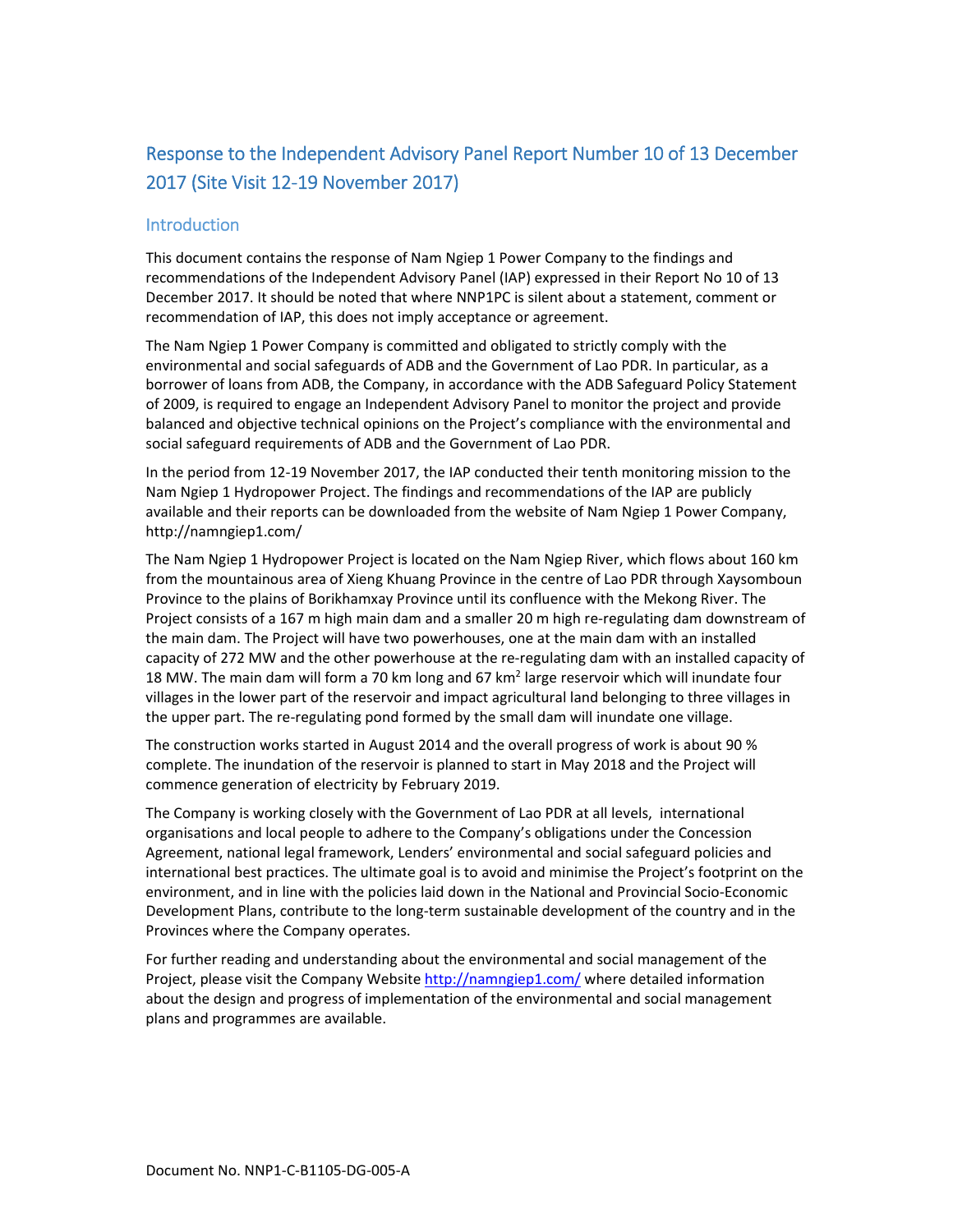## Response to the Independent Advisory Panel Report Number 10 of 13 December 2017 (Site Visit 12-19 November 2017)

### Introduction

This document contains the response of Nam Ngiep 1 Power Company to the findings and recommendations of the Independent Advisory Panel (IAP) expressed in their Report No 10 of 13 December 2017. It should be noted that where NNP1PC is silent about a statement, comment or recommendation of IAP, this does not imply acceptance or agreement.

The Nam Ngiep 1 Power Company is committed and obligated to strictly comply with the environmental and social safeguards of ADB and the Government of Lao PDR. In particular, as a borrower of loans from ADB, the Company, in accordance with the ADB Safeguard Policy Statement of 2009, is required to engage an Independent Advisory Panel to monitor the project and provide balanced and objective technical opinions on the Project's compliance with the environmental and social safeguard requirements of ADB and the Government of Lao PDR.

In the period from 12-19 November 2017, the IAP conducted their tenth monitoring mission to the Nam Ngiep 1 Hydropower Project. The findings and recommendations of the IAP are publicly available and their reports can be downloaded from the website of Nam Ngiep 1 Power Company, http://namngiep1.com/

The Nam Ngiep 1 Hydropower Project is located on the Nam Ngiep River, which flows about 160 km from the mountainous area of Xieng Khuang Province in the centre of Lao PDR through Xaysomboun Province to the plains of Borikhamxay Province until its confluence with the Mekong River. The Project consists of a 167 m high main dam and a smaller 20 m high re-regulating dam downstream of the main dam. The Project will have two powerhouses, one at the main dam with an installed capacity of 272 MW and the other powerhouse at the re-regulating dam with an installed capacity of 18 MW. The main dam will form a 70 km long and 67 km$^2$ large reservoir which will inundate four villages in the lower part of the reservoir and impact agricultural land belonging to three villages in the upper part. The re-regulating pond formed by the small dam will inundate one village.

The construction works started in August 2014 and the overall progress of work is about 90 % complete. The inundation of the reservoir is planned to start in May 2018 and the Project will commence generation of electricity by February 2019.

The Company is working closely with the Government of Lao PDR at all levels, international organisations and local people to adhere to the Company's obligations under the Concession Agreement, national legal framework, Lenders' environmental and social safeguard policies and international best practices. The ultimate goal is to avoid and minimise the Project's footprint on the environment, and in line with the policies laid down in the National and Provincial Socio-Economic Development Plans, contribute to the long-term sustainable development of the country and in the Provinces where the Company operates.

For further reading and understanding about the environmental and social management of the Project, please visit the Company Website http://namngiep1.com/ where detailed information about the design and progress of implementation of the environmental and social management plans and programmes are available.

Document No. NNP1-C-B1105-DG-005-A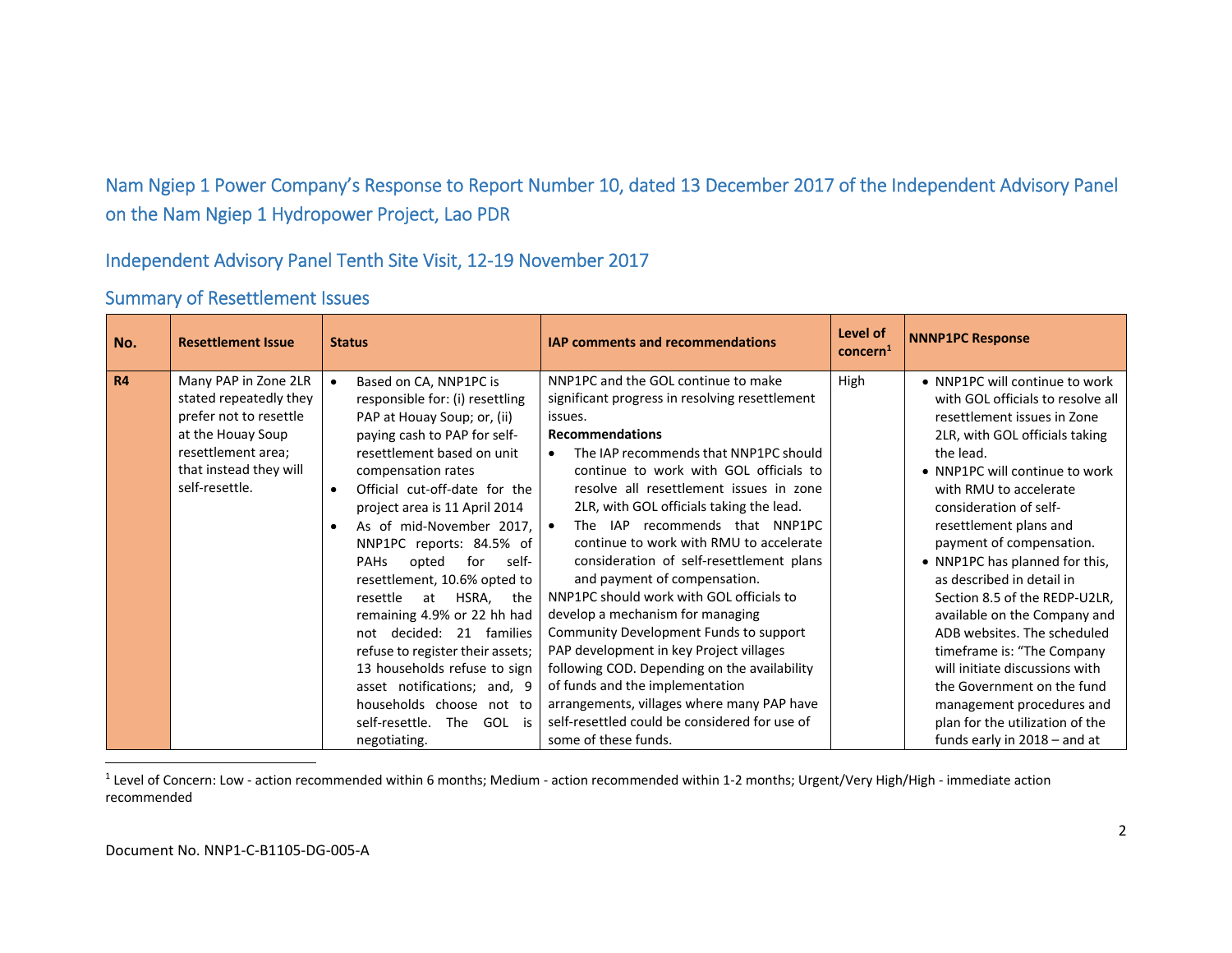## Nam Ngiep 1 Power Company's Response to Report Number 10, dated 13 December 2017 of the Independent Advisory Panel on the Nam Ngiep 1 Hydropower Project, Lao PDR

## Independent Advisory Panel Tenth Site Visit, 12-19 November 2017

## Summary of Resettlement Issues

| No. | Resettlement Issue | Status | IAP comments and recommendations | Level of concern[1] | NNNP1PC Response |
|---|---|---|---|---|---|
| **R4** | Many PAP in Zone 2LR stated repeatedly they prefer not to resettle at the Houay Soup resettlement area; that instead they will self-resettle. | • Based on CA, NNP1PC is responsible for: (i) resettling PAP at Houay Soup; or, (ii) paying cash to PAP for self-resettlement based on unit compensation rates<br>• Official cut-off-date for the project area is 11 April 2014<br>• As of mid-November 2017, NNP1PC reports: 84.5% of PAHs opted for self-resettlement, 10.6% opted to resettle at HSRA, the remaining 4.9% or 22 hh had not decided: 21 families refuse to register their assets; 13 households refuse to sign asset notifications; and, 9 households choose not to self-resettle. The GOL is negotiating. | NNP1PC and the GOL continue to make significant progress in resolving resettlement issues.<br>**Recommendations**<br>• The IAP recommends that NNP1PC should continue to work with GOL officials to resolve all resettlement issues in zone 2LR, with GOL officials taking the lead.<br>• The IAP recommends that NNP1PC continue to work with RMU to accelerate consideration of self-resettlement plans and payment of compensation.<br>NNP1PC should work with GOL officials to develop a mechanism for managing Community Development Funds to support PAP development in key Project villages following COD. Depending on the availability of funds and the implementation arrangements, villages where many PAP have self-resettled could be considered for use of some of these funds. | High | • NNP1PC will continue to work with GOL officials to resolve all resettlement issues in Zone 2LR, with GOL officials taking the lead.<br>• NNP1PC will continue to work with RMU to accelerate consideration of self-resettlement plans and payment of compensation.<br>• NNP1PC has planned for this, as described in detail in Section 8.5 of the REDP-U2LR, available on the Company and ADB websites. The scheduled timeframe is: "The Company will initiate discussions with the Government on the fund management procedures and plan for the utilization of the funds early in 2018 – and at |

[1] Level of Concern: Low - action recommended within 6 months; Medium - action recommended within 1-2 months; Urgent/Very High/High - immediate action recommended

Document No. NNP1-C-B1105-DG-005-A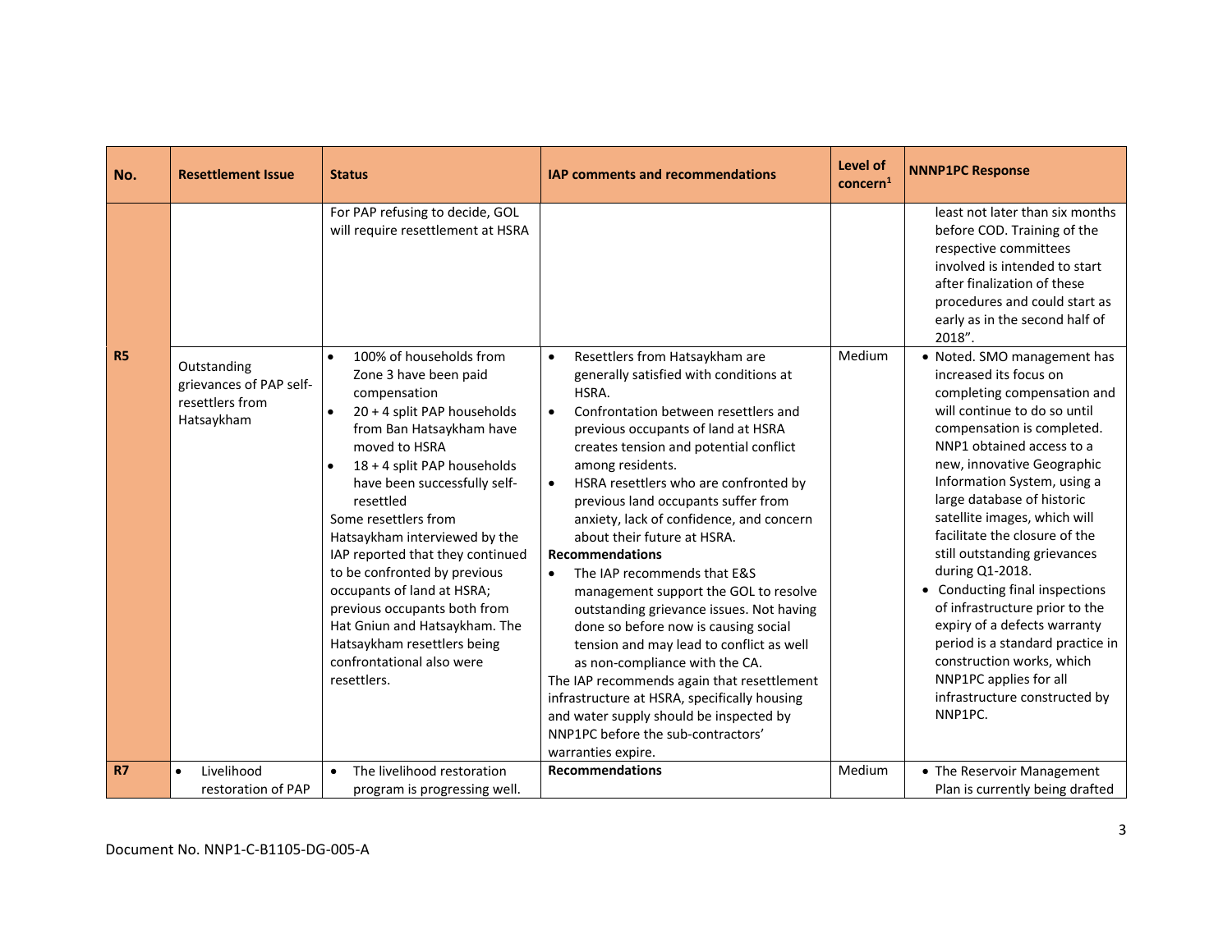| No. | Resettlement Issue | Status | IAP comments and recommendations | Level of concern[1] | NNNP1PC Response |
|---|---|---|---|---|---|
| | | For PAP refusing to decide, GOL will require resettlement at HSRA | | | least not later than six months before COD. Training of the respective committees involved is intended to start after finalization of these procedures and could start as early as in the second half of 2018". |
| R5 | Outstanding grievances of PAP self-resettlers from Hatsaykham | • 100% of households from Zone 3 have been paid compensation<br>• 20 + 4 split PAP households from Ban Hatsaykham have moved to HSRA<br>• 18 + 4 split PAP households have been successfully self-resettled<br>Some resettlers from Hatsaykham interviewed by the IAP reported that they continued to be confronted by previous occupants of land at HSRA; previous occupants both from Hat Gniun and Hatsaykham. The Hatsaykham resettlers being confrontational also were resettlers. | • Resettlers from Hatsaykham are generally satisfied with conditions at HSRA.<br>• Confrontation between resettlers and previous occupants of land at HSRA creates tension and potential conflict among residents.<br>• HSRA resettlers who are confronted by previous land occupants suffer from anxiety, lack of confidence, and concern about their future at HSRA.<br>**Recommendations**<br>• The IAP recommends that E&S management support the GOL to resolve outstanding grievance issues. Not having done so before now is causing social tension and may lead to conflict as well as non-compliance with the CA.<br>The IAP recommends again that resettlement infrastructure at HSRA, specifically housing and water supply should be inspected by NNP1PC before the sub-contractors' warranties expire. | Medium | • Noted. SMO management has increased its focus on completing compensation and will continue to do so until compensation is completed. NNP1 obtained access to a new, innovative Geographic Information System, using a large database of historic satellite images, which will facilitate the closure of the still outstanding grievances during Q1-2018.<br>• Conducting final inspections of infrastructure prior to the expiry of a defects warranty period is a standard practice in construction works, which NNP1PC applies for all infrastructure constructed by NNP1PC. |
| R7 | • Livelihood restoration of PAP | • The livelihood restoration program is progressing well. | **Recommendations** | Medium | • The Reservoir Management Plan is currently being drafted |

Document No. NNP1-C-B1105-DG-005-A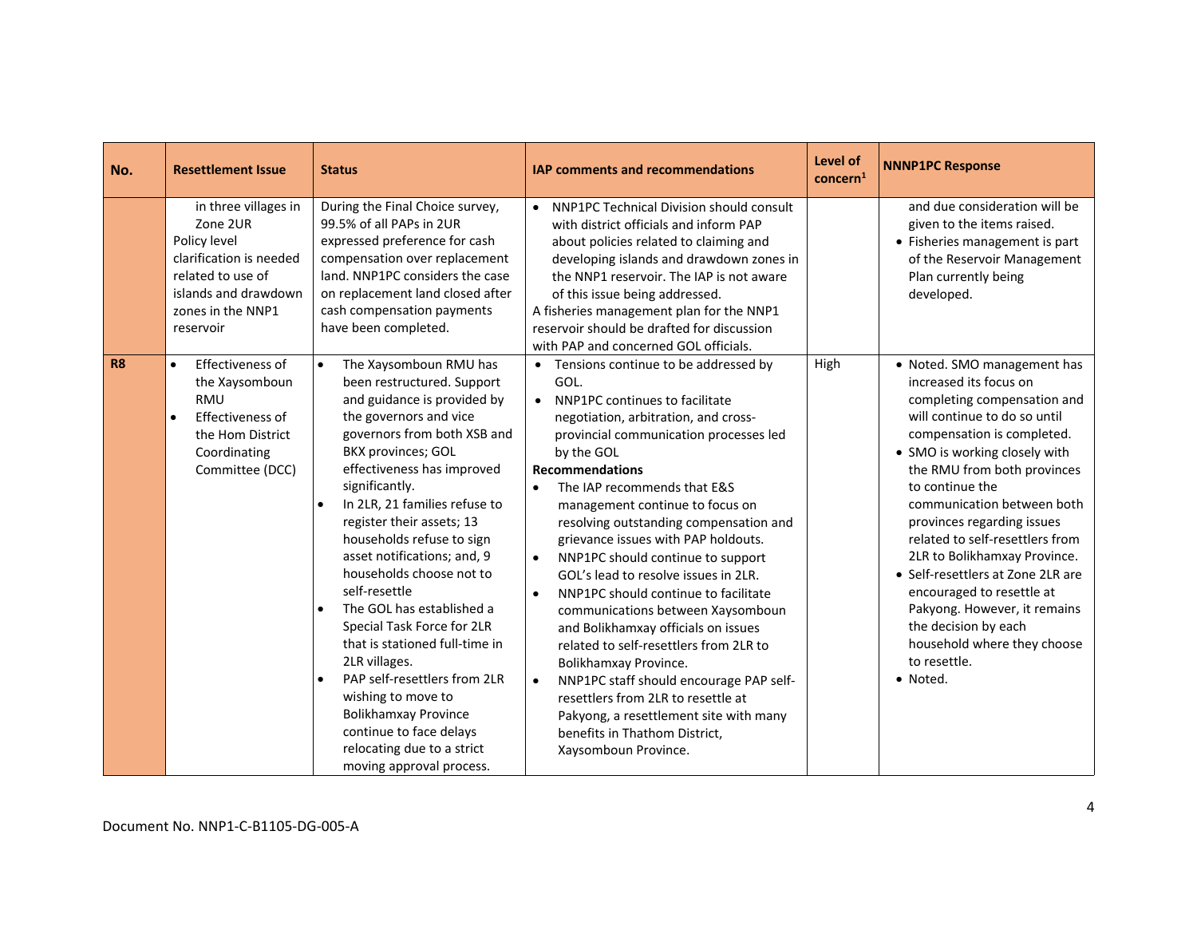| No. | Resettlement Issue | Status | IAP comments and recommendations | Level of concern[1] | NNNP1PC Response |
|---|---|---|---|---|---|
| | in three villages in Zone 2UR<br>Policy level clarification is needed related to use of islands and drawdown zones in the NNP1 reservoir | During the Final Choice survey, 99.5% of all PAPs in 2UR expressed preference for cash compensation over replacement land. NNP1PC considers the case on replacement land closed after cash compensation payments have been completed. | • NNP1PC Technical Division should consult with district officials and inform PAP about policies related to claiming and developing islands and drawdown zones in the NNP1 reservoir. The IAP is not aware of this issue being addressed.<br>A fisheries management plan for the NNP1 reservoir should be drafted for discussion with PAP and concerned GOL officials. | | and due consideration will be given to the items raised.<br>• Fisheries management is part of the Reservoir Management Plan currently being developed. |
| **R8** | • Effectiveness of the Xaysomboun RMU<br>• Effectiveness of the Hom District Coordinating Committee (DCC) | • The Xaysomboun RMU has been restructured. Support and guidance is provided by the governors and vice governors from both XSB and BKX provinces; GOL effectiveness has improved significantly.<br>• In 2LR, 21 families refuse to register their assets; 13 households refuse to sign asset notifications; and, 9 households choose not to self-resettle<br>• The GOL has established a Special Task Force for 2LR that is stationed full-time in 2LR villages.<br>• PAP self-resettlers from 2LR wishing to move to Bolikhamxay Province continue to face delays relocating due to a strict moving approval process. | • Tensions continue to be addressed by GOL.<br>• NNP1PC continues to facilitate negotiation, arbitration, and cross-provincial communication processes led by the GOL<br>**Recommendations**<br>• The IAP recommends that E&S management continue to focus on resolving outstanding compensation and grievance issues with PAP holdouts.<br>• NNP1PC should continue to support GOL's lead to resolve issues in 2LR.<br>• NNP1PC should continue to facilitate communications between Xaysomboun and Bolikhamxay officials on issues related to self-resettlers from 2LR to Bolikhamxay Province.<br>• NNP1PC staff should encourage PAP self-resettlers from 2LR to resettle at Pakyong, a resettlement site with many benefits in Thathom District, Xaysomboun Province. | High | • Noted. SMO management has increased its focus on completing compensation and will continue to do so until compensation is completed.<br>• SMO is working closely with the RMU from both provinces to continue the communication between both provinces regarding issues related to self-resettlers from 2LR to Bolikhamxay Province.<br>• Self-resettlers at Zone 2LR are encouraged to resettle at Pakyong. However, it remains the decision by each household where they choose to resettle.<br>• Noted. |

Document No. NNP1-C-B1105-DG-005-A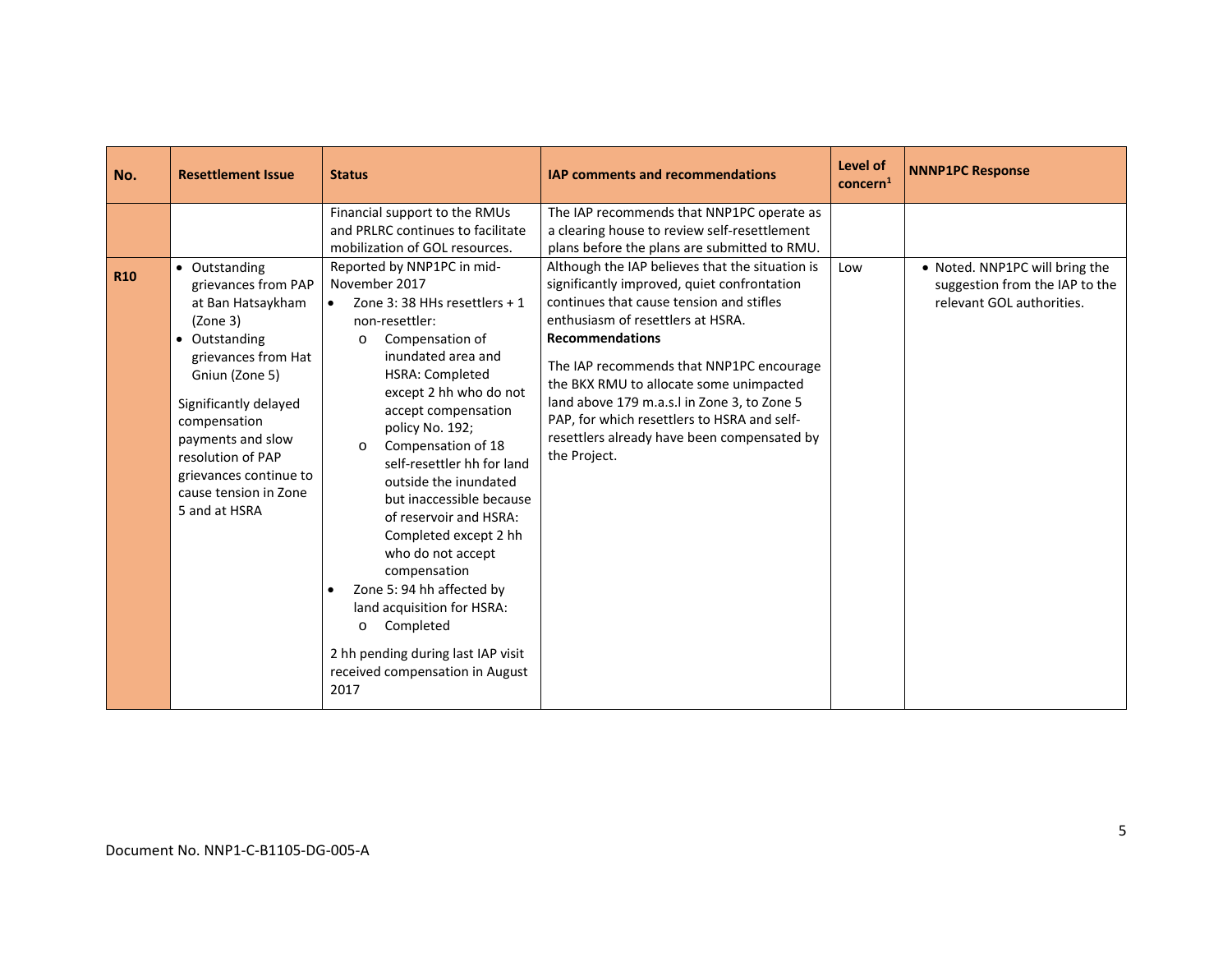| No. | Resettlement Issue | Status | IAP comments and recommendations | Level of concern[1] | NNNP1PC Response |
|---|---|---|---|---|---|
| | | Financial support to the RMUs and PRLRC continues to facilitate mobilization of GOL resources. | The IAP recommends that NNP1PC operate as a clearing house to review self-resettlement plans before the plans are submitted to RMU. | | |
| **R10** | • Outstanding grievances from PAP at Ban Hatsaykham (Zone 3)<br>• Outstanding grievances from Hat Gniun (Zone 5)<br><br>Significantly delayed compensation payments and slow resolution of PAP grievances continue to cause tension in Zone 5 and at HSRA | Reported by NNP1PC in mid-November 2017<br>• Zone 3: 38 HHs resettlers + 1 non-resettler:<br>&nbsp;&nbsp;o Compensation of inundated area and HSRA: Completed except 2 hh who do not accept compensation policy No. 192;<br>&nbsp;&nbsp;o Compensation of 18 self-resettler hh for land outside the inundated but inaccessible because of reservoir and HSRA: Completed except 2 hh who do not accept compensation<br>• Zone 5: 94 hh affected by land acquisition for HSRA:<br>&nbsp;&nbsp;o Completed<br><br>2 hh pending during last IAP visit received compensation in August 2017 | Although the IAP believes that the situation is significantly improved, quiet confrontation continues that cause tension and stifles enthusiasm of resettlers at HSRA.<br>**Recommendations**<br>The IAP recommends that NNP1PC encourage the BKX RMU to allocate some unimpacted land above 179 m.a.s.l in Zone 3, to Zone 5 PAP, for which resettlers to HSRA and self-resettlers already have been compensated by the Project. | Low | • Noted. NNP1PC will bring the suggestion from the IAP to the relevant GOL authorities. |

Document No. NNP1-C-B1105-DG-005-A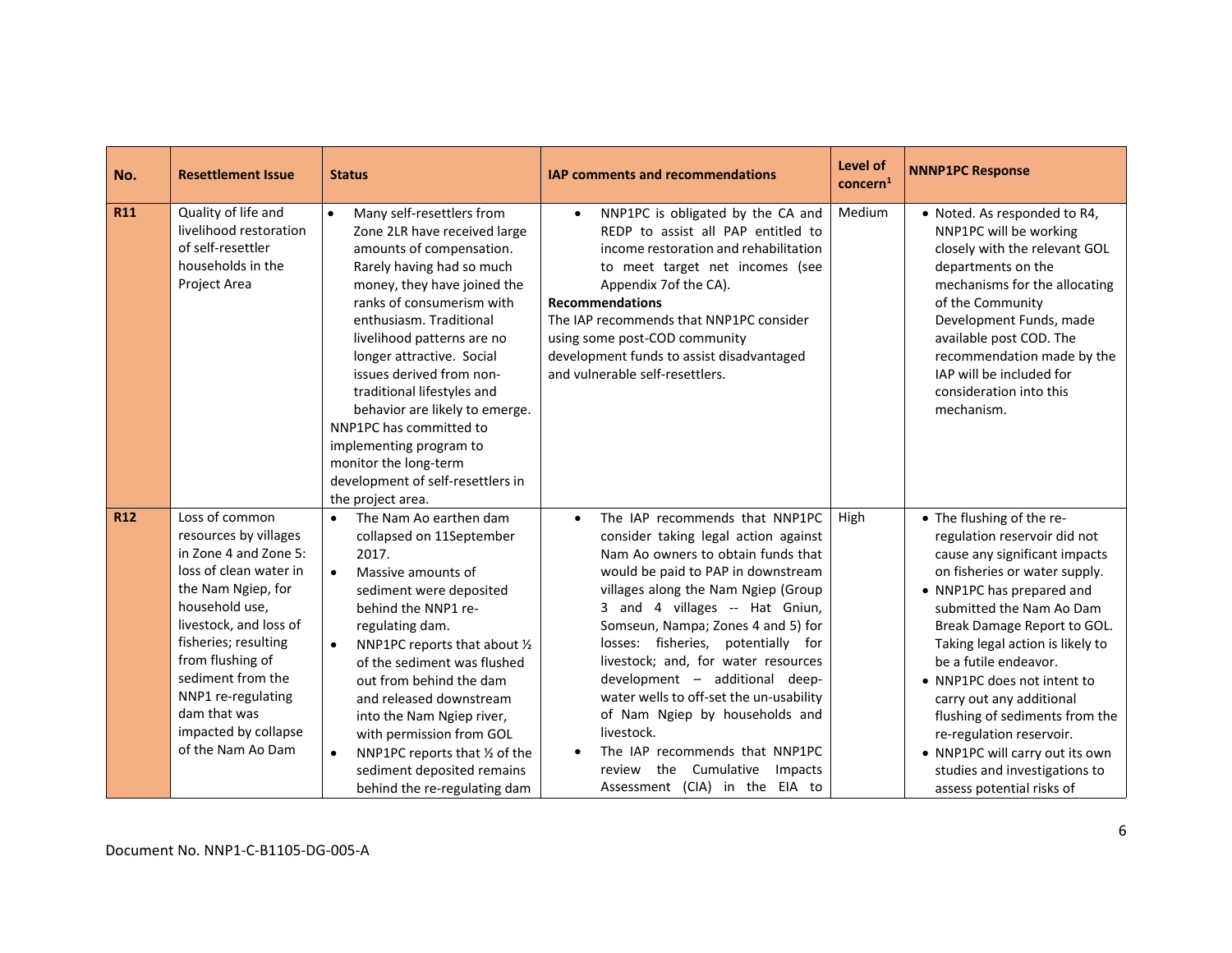| No. | Resettlement Issue | Status | IAP comments and recommendations | Level of concern[1] | NNNP1PC Response |
|---|---|---|---|---|---|
| R11 | Quality of life and livelihood restoration of self-resettler households in the Project Area | • Many self-resettlers from Zone 2LR have received large amounts of compensation. Rarely having had so much money, they have joined the ranks of consumerism with enthusiasm. Traditional livelihood patterns are no longer attractive. Social issues derived from non-traditional lifestyles and behavior are likely to emerge.<br>NNP1PC has committed to implementing program to monitor the long-term development of self-resettlers in the project area. | • NNP1PC is obligated by the CA and REDP to assist all PAP entitled to income restoration and rehabilitation to meet target net incomes (see Appendix 7of the CA).<br>**Recommendations**<br>The IAP recommends that NNP1PC consider using some post-COD community development funds to assist disadvantaged and vulnerable self-resettlers. | Medium | • Noted. As responded to R4, NNP1PC will be working closely with the relevant GOL departments on the mechanisms for the allocating of the Community Development Funds, made available post COD. The recommendation made by the IAP will be included for consideration into this mechanism. |
| R12 | Loss of common resources by villages in Zone 4 and Zone 5: loss of clean water in the Nam Ngiep, for household use, livestock, and loss of fisheries; resulting from flushing of sediment from the NNP1 re-regulating dam that was impacted by collapse of the Nam Ao Dam | • The Nam Ao earthen dam collapsed on 11September 2017.<br>• Massive amounts of sediment were deposited behind the NNP1 re-regulating dam.<br>• NNP1PC reports that about ½ of the sediment was flushed out from behind the dam and released downstream into the Nam Ngiep river, with permission from GOL<br>• NNP1PC reports that ½ of the sediment deposited remains behind the re-regulating dam | • The IAP recommends that NNP1PC consider taking legal action against Nam Ao owners to obtain funds that would be paid to PAP in downstream villages along the Nam Ngiep (Group 3 and 4 villages -- Hat Gniun, Somseun, Nampa; Zones 4 and 5) for losses: fisheries, potentially for livestock; and, for water resources development – additional deep-water wells to off-set the un-usability of Nam Ngiep by households and livestock.<br>• The IAP recommends that NNP1PC review the Cumulative Impacts Assessment (CIA) in the EIA to | High | • The flushing of the re-regulation reservoir did not cause any significant impacts on fisheries or water supply.<br>• NNP1PC has prepared and submitted the Nam Ao Dam Break Damage Report to GOL. Taking legal action is likely to be a futile endeavor.<br>• NNP1PC does not intent to carry out any additional flushing of sediments from the re-regulation reservoir.<br>• NNP1PC will carry out its own studies and investigations to assess potential risks of |

Document No. NNP1-C-B1105-DG-005-A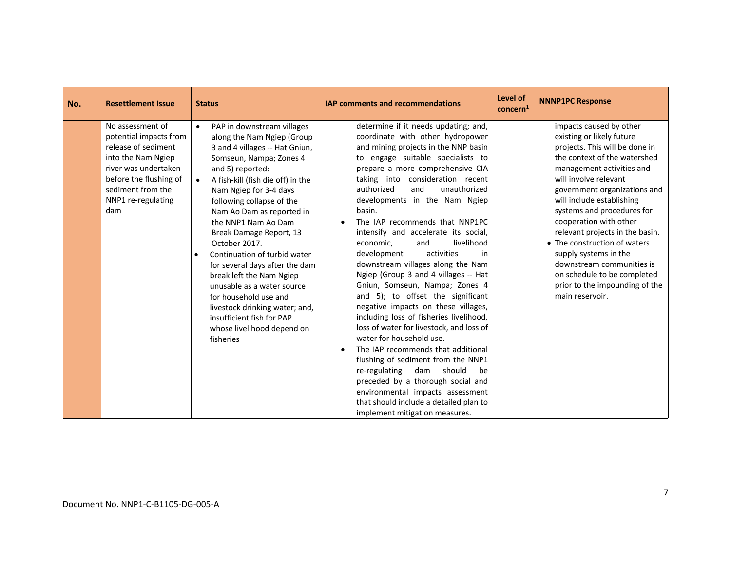| No. | Resettlement Issue | Status | IAP comments and recommendations | Level of concern[1] | NNNP1PC Response |
|---|---|---|---|---|---|
| | No assessment of potential impacts from release of sediment into the Nam Ngiep river was undertaken before the flushing of sediment from the NNP1 re-regulating dam | • PAP in downstream villages along the Nam Ngiep (Group 3 and 4 villages -- Hat Gniun, Somseun, Nampa; Zones 4 and 5) reported:<br>• A fish-kill (fish die off) in the Nam Ngiep for 3-4 days following collapse of the Nam Ao Dam as reported in the NNP1 Nam Ao Dam Break Damage Report, 13 October 2017.<br>• Continuation of turbid water for several days after the dam break left the Nam Ngiep unusable as a water source for household use and livestock drinking water; and, insufficient fish for PAP whose livelihood depend on fisheries | determine if it needs updating; and, coordinate with other hydropower and mining projects in the NNP basin to engage suitable specialists to prepare a more comprehensive CIA taking into consideration recent authorized and unauthorized developments in the Nam Ngiep basin.<br>• The IAP recommends that NNP1PC intensify and accelerate its social, economic, and livelihood development activities in downstream villages along the Nam Ngiep (Group 3 and 4 villages -- Hat Gniun, Somseun, Nampa; Zones 4 and 5); to offset the significant negative impacts on these villages, including loss of fisheries livelihood, loss of water for livestock, and loss of water for household use.<br>• The IAP recommends that additional flushing of sediment from the NNP1 re-regulating dam should be preceded by a thorough social and environmental impacts assessment that should include a detailed plan to implement mitigation measures. | | impacts caused by other existing or likely future projects. This will be done in the context of the watershed management activities and will involve relevant government organizations and will include establishing systems and procedures for cooperation with other relevant projects in the basin.<br>• The construction of waters supply systems in the downstream communities is on schedule to be completed prior to the impounding of the main reservoir. |

Document No. NNP1-C-B1105-DG-005-A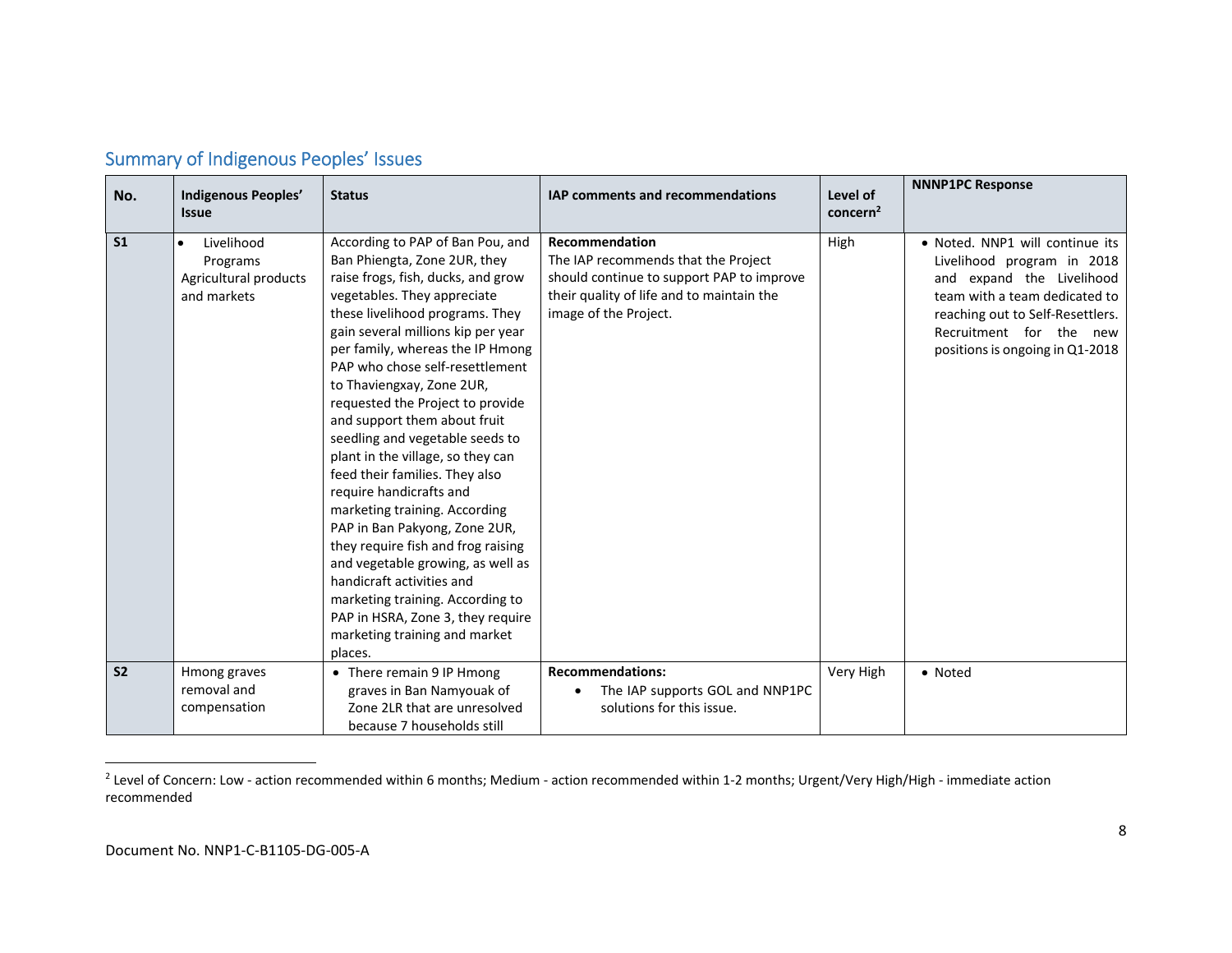## Summary of Indigenous Peoples' Issues

| No. | Indigenous Peoples' Issue | Status | IAP comments and recommendations | Level of concern[2] | NNNP1PC Response |
|---|---|---|---|---|---|
| **S1** | • Livelihood Programs Agricultural products and markets | According to PAP of Ban Pou, and Ban Phiengta, Zone 2UR, they raise frogs, fish, ducks, and grow vegetables. They appreciate these livelihood programs. They gain several millions kip per year per family, whereas the IP Hmong PAP who chose self-resettlement to Thaviengxay, Zone 2UR, requested the Project to provide and support them about fruit seedling and vegetable seeds to plant in the village, so they can feed their families. They also require handicrafts and marketing training. According PAP in Ban Pakyong, Zone 2UR, they require fish and frog raising and vegetable growing, as well as handicraft activities and marketing training. According to PAP in HSRA, Zone 3, they require marketing training and market places. | **Recommendation**<br>The IAP recommends that the Project should continue to support PAP to improve their quality of life and to maintain the image of the Project. | High | • Noted. NNP1 will continue its Livelihood program in 2018 and expand the Livelihood team with a team dedicated to reaching out to Self-Resettlers. Recruitment for the new positions is ongoing in Q1-2018 |
| **S2** | Hmong graves removal and compensation | • There remain 9 IP Hmong graves in Ban Namyouak of Zone 2LR that are unresolved because 7 households still | **Recommendations:**<br>• The IAP supports GOL and NNP1PC solutions for this issue. | Very High | • Noted |

[2] Level of Concern: Low - action recommended within 6 months; Medium - action recommended within 1-2 months; Urgent/Very High/High - immediate action recommended

Document No. NNP1-C-B1105-DG-005-A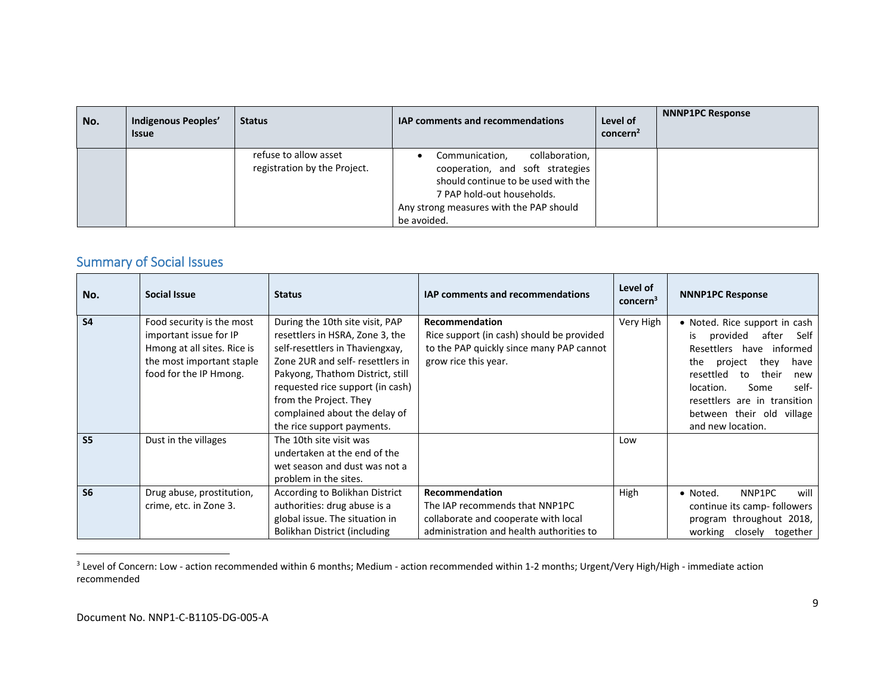| No. | Indigenous Peoples' Issue | Status | IAP comments and recommendations | Level of concern[2] | NNNP1PC Response |
|---|---|---|---|---|---|
| | | refuse to allow asset registration by the Project. | • Communication, collaboration, cooperation, and soft strategies should continue to be used with the 7 PAP hold-out households.<br>Any strong measures with the PAP should be avoided. | | |

## Summary of Social Issues

| No. | Social Issue | Status | IAP comments and recommendations | Level of concern[3] | NNNP1PC Response |
|---|---|---|---|---|---|
| S4 | Food security is the most important issue for IP Hmong at all sites. Rice is the most important staple food for the IP Hmong. | During the 10th site visit, PAP resettlers in HSRA, Zone 3, the self-resettlers in Thaviengxay, Zone 2UR and self- resettlers in Pakyong, Thathom District, still requested rice support (in cash) from the Project. They complained about the delay of the rice support payments. | **Recommendation**<br>Rice support (in cash) should be provided to the PAP quickly since many PAP cannot grow rice this year. | Very High | • Noted. Rice support in cash is provided after Self Resettlers have informed the project they have resettled to their new location. Some self-resettlers are in transition between their old village and new location. |
| S5 | Dust in the villages | The 10th site visit was undertaken at the end of the wet season and dust was not a problem in the sites. | | Low | |
| S6 | Drug abuse, prostitution, crime, etc. in Zone 3. | According to Bolikhan District authorities: drug abuse is a global issue. The situation in Bolikhan District (including | **Recommendation**<br>The IAP recommends that NNP1PC collaborate and cooperate with local administration and health authorities to | High | • Noted. NNP1PC will continue its camp- followers program throughout 2018, working closely together |

[3] Level of Concern: Low - action recommended within 6 months; Medium - action recommended within 1-2 months; Urgent/Very High/High - immediate action recommended

Document No. NNP1-C-B1105-DG-005-A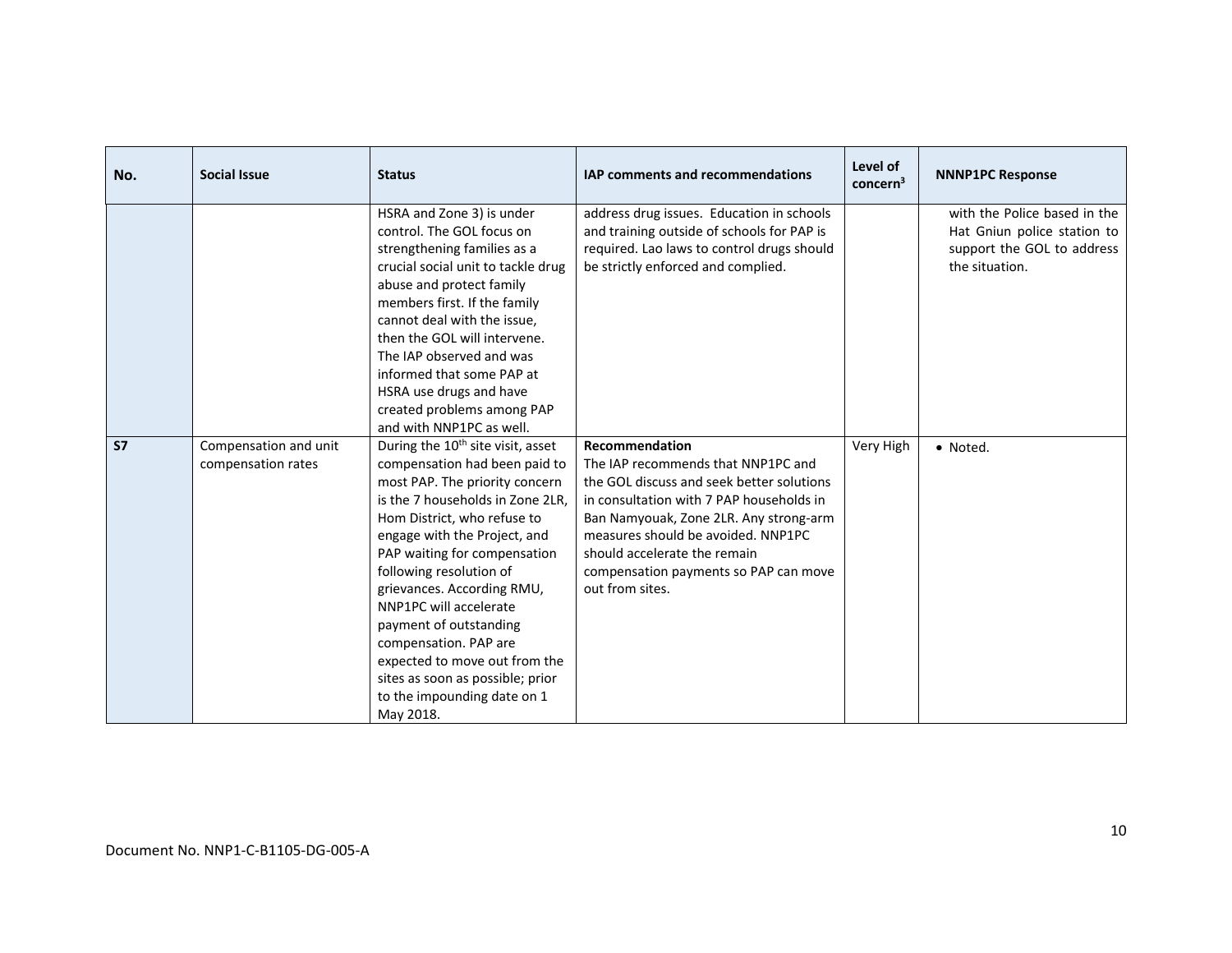| No. | Social Issue | Status | IAP comments and recommendations | Level of concern[3] | NNNP1PC Response |
|---|---|---|---|---|---|
| | | HSRA and Zone 3) is under control. The GOL focus on strengthening families as a crucial social unit to tackle drug abuse and protect family members first. If the family cannot deal with the issue, then the GOL will intervene. The IAP observed and was informed that some PAP at HSRA use drugs and have created problems among PAP and with NNP1PC as well. | address drug issues. Education in schools and training outside of schools for PAP is required. Lao laws to control drugs should be strictly enforced and complied. | | with the Police based in the Hat Gniun police station to support the GOL to address the situation. |
| **S7** | Compensation and unit compensation rates | During the 10th site visit, asset compensation had been paid to most PAP. The priority concern is the 7 households in Zone 2LR, Hom District, who refuse to engage with the Project, and PAP waiting for compensation following resolution of grievances. According RMU, NNP1PC will accelerate payment of outstanding compensation. PAP are expected to move out from the sites as soon as possible; prior to the impounding date on 1 May 2018. | **Recommendation**<br>The IAP recommends that NNP1PC and the GOL discuss and seek better solutions in consultation with 7 PAP households in Ban Namyouak, Zone 2LR. Any strong-arm measures should be avoided. NNP1PC should accelerate the remain compensation payments so PAP can move out from sites. | Very High | • Noted. |

Document No. NNP1-C-B1105-DG-005-A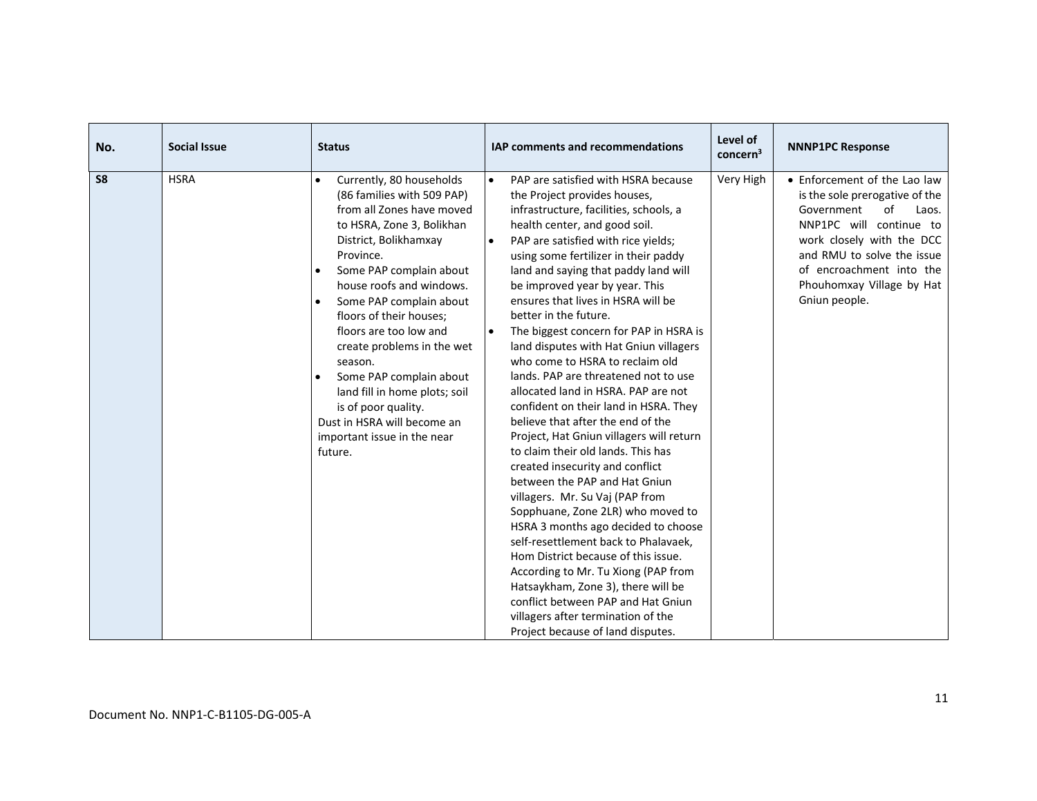| No. | Social Issue | Status | IAP comments and recommendations | Level of concern[3] | NNNP1PC Response |
|---|---|---|---|---|---|
| **S8** | HSRA | • Currently, 80 households (86 families with 509 PAP) from all Zones have moved to HSRA, Zone 3, Bolikhan District, Bolikhamxay Province.<br>• Some PAP complain about house roofs and windows.<br>• Some PAP complain about floors of their houses; floors are too low and create problems in the wet season.<br>• Some PAP complain about land fill in home plots; soil is of poor quality.<br>Dust in HSRA will become an important issue in the near future. | • PAP are satisfied with HSRA because the Project provides houses, infrastructure, facilities, schools, a health center, and good soil.<br>• PAP are satisfied with rice yields; using some fertilizer in their paddy land and saying that paddy land will be improved year by year. This ensures that lives in HSRA will be better in the future.<br>• The biggest concern for PAP in HSRA is land disputes with Hat Gniun villagers who come to HSRA to reclaim old lands. PAP are threatened not to use allocated land in HSRA. PAP are not confident on their land in HSRA. They believe that after the end of the Project, Hat Gniun villagers will return to claim their old lands. This has created insecurity and conflict between the PAP and Hat Gniun villagers. Mr. Su Vaj (PAP from Sopphuane, Zone 2LR) who moved to HSRA 3 months ago decided to choose self-resettlement back to Phalavaek, Hom District because of this issue. According to Mr. Tu Xiong (PAP from Hatsaykham, Zone 3), there will be conflict between PAP and Hat Gniun villagers after termination of the Project because of land disputes. | Very High | • Enforcement of the Lao law is the sole prerogative of the Government of Laos. NNP1PC will continue to work closely with the DCC and RMU to solve the issue of encroachment into the Phouhomxay Village by Hat Gniun people. |

Document No. NNP1-C-B1105-DG-005-A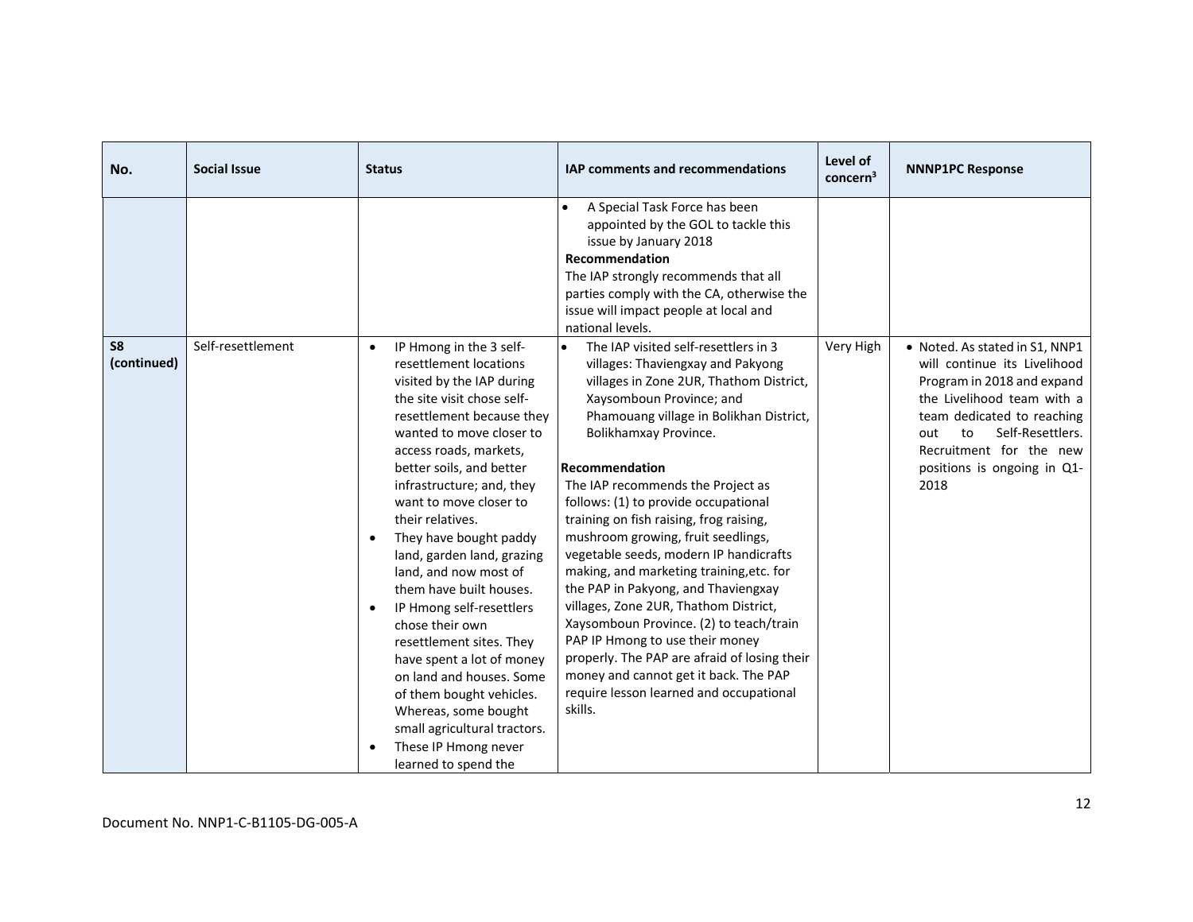| No. | Social Issue | Status | IAP comments and recommendations | Level of concern[3] | NNNP1PC Response |
|---|---|---|---|---|---|
| | | | • A Special Task Force has been appointed by the GOL to tackle this issue by January 2018<br>**Recommendation**<br>The IAP strongly recommends that all parties comply with the CA, otherwise the issue will impact people at local and national levels. | | |
| **S8 (continued)** | Self-resettlement | • IP Hmong in the 3 self-resettlement locations visited by the IAP during the site visit chose self-resettlement because they wanted to move closer to access roads, markets, better soils, and better infrastructure; and, they want to move closer to their relatives.<br>• They have bought paddy land, garden land, grazing land, and now most of them have built houses.<br>• IP Hmong self-resettlers chose their own resettlement sites. They have spent a lot of money on land and houses. Some of them bought vehicles. Whereas, some bought small agricultural tractors.<br>• These IP Hmong never learned to spend the | • The IAP visited self-resettlers in 3 villages: Thaviengxay and Pakyong villages in Zone 2UR, Thathom District, Xaysomboun Province; and Phamouang village in Bolikhan District, Bolikhamxay Province.<br>**Recommendation**<br>The IAP recommends the Project as follows: (1) to provide occupational training on fish raising, frog raising, mushroom growing, fruit seedlings, vegetable seeds, modern IP handicrafts making, and marketing training,etc. for the PAP in Pakyong, and Thaviengxay villages, Zone 2UR, Thathom District, Xaysomboun Province. (2) to teach/train PAP IP Hmong to use their money properly. The PAP are afraid of losing their money and cannot get it back. The PAP require lesson learned and occupational skills. | Very High | • Noted. As stated in S1, NNP1 will continue its Livelihood Program in 2018 and expand the Livelihood team with a team dedicated to reaching out to Self-Resettlers. Recruitment for the new positions is ongoing in Q1-2018 |

Document No. NNP1-C-B1105-DG-005-A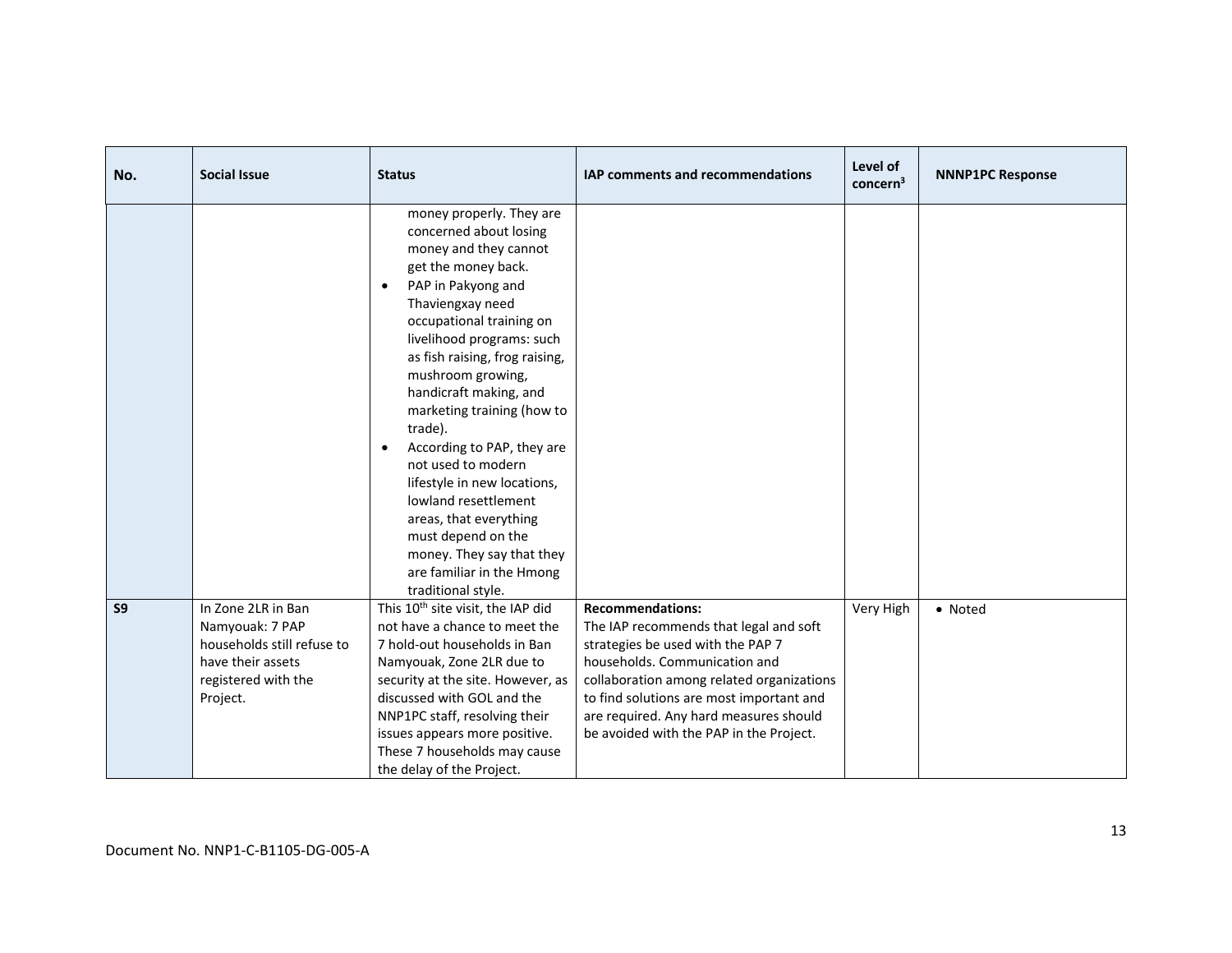| No. | Social Issue | Status | IAP comments and recommendations | Level of concern[3] | NNNP1PC Response |
|---|---|---|---|---|---|
| | | money properly. They are concerned about losing money and they cannot get the money back.<br>• PAP in Pakyong and Thaviengxay need occupational training on livelihood programs: such as fish raising, frog raising, mushroom growing, handicraft making, and marketing training (how to trade).<br>• According to PAP, they are not used to modern lifestyle in new locations, lowland resettlement areas, that everything must depend on the money. They say that they are familiar in the Hmong traditional style. | | | |
| **S9** | In Zone 2LR in Ban Namyouak: 7 PAP households still refuse to have their assets registered with the Project. | This 10th site visit, the IAP did not have a chance to meet the 7 hold-out households in Ban Namyouak, Zone 2LR due to security at the site. However, as discussed with GOL and the NNP1PC staff, resolving their issues appears more positive. These 7 households may cause the delay of the Project. | **Recommendations:**<br>The IAP recommends that legal and soft strategies be used with the PAP 7 households. Communication and collaboration among related organizations to find solutions are most important and are required. Any hard measures should be avoided with the PAP in the Project. | Very High | • Noted |

Document No. NNP1-C-B1105-DG-005-A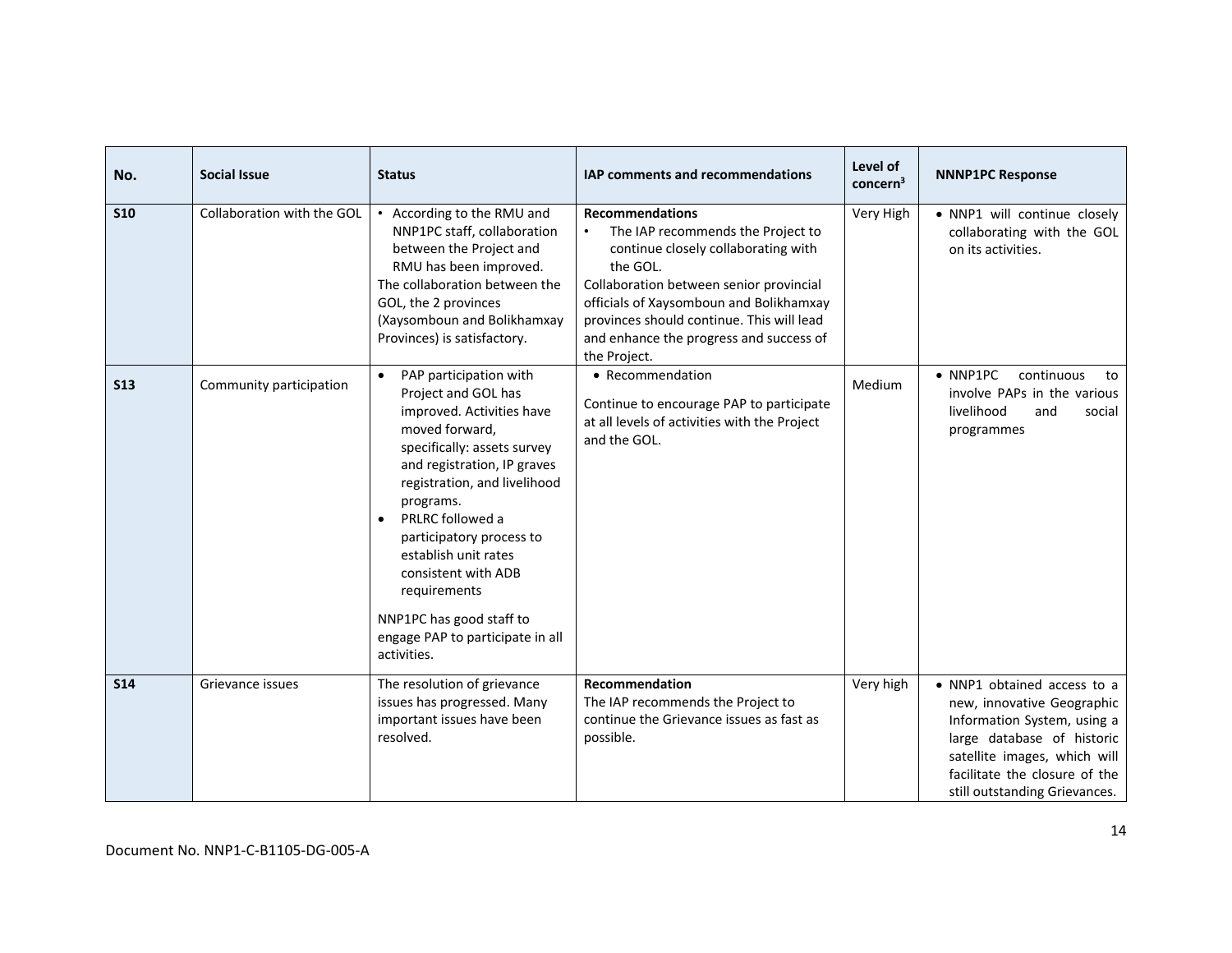| No. | Social Issue | Status | IAP comments and recommendations | Level of concern[3] | NNNP1PC Response |
|---|---|---|---|---|---|
| **S10** | Collaboration with the GOL | • According to the RMU and NNP1PC staff, collaboration between the Project and RMU has been improved. The collaboration between the GOL, the 2 provinces (Xaysomboun and Bolikhamxay Provinces) is satisfactory. | **Recommendations** • The IAP recommends the Project to continue closely collaborating with the GOL. Collaboration between senior provincial officials of Xaysomboun and Bolikhamxay provinces should continue. This will lead and enhance the progress and success of the Project. | Very High | • NNP1 will continue closely collaborating with the GOL on its activities. |
| **S13** | Community participation | • PAP participation with Project and GOL has improved. Activities have moved forward, specifically: assets survey and registration, IP graves registration, and livelihood programs. • PRLRC followed a participatory process to establish unit rates consistent with ADB requirements NNP1PC has good staff to engage PAP to participate in all activities. | • Recommendation Continue to encourage PAP to participate at all levels of activities with the Project and the GOL. | Medium | • NNP1PC continuous to involve PAPs in the various livelihood and social programmes |
| **S14** | Grievance issues | The resolution of grievance issues has progressed. Many important issues have been resolved. | **Recommendation** The IAP recommends the Project to continue the Grievance issues as fast as possible. | Very high | • NNP1 obtained access to a new, innovative Geographic Information System, using a large database of historic satellite images, which will facilitate the closure of the still outstanding Grievances. |

Document No. NNP1-C-B1105-DG-005-A